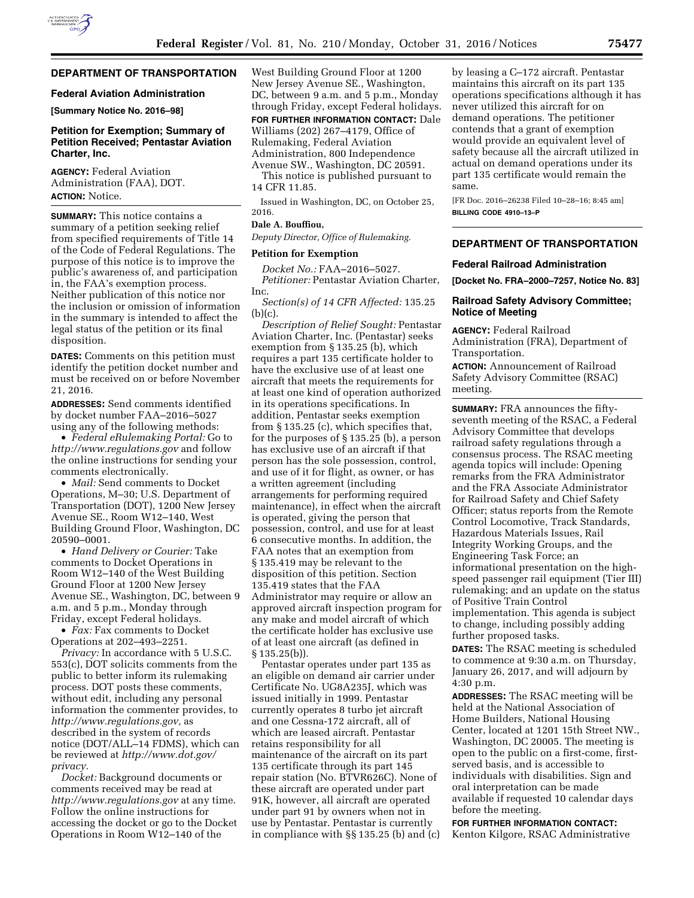## DEPARTMENT OF TRANSPORTATION

### Federal Aviation Administration

**[Summary Notice No. 2016–98]**

### Petition for Exemption; Summary of Petition Received; Pentastar Aviation Charter, Inc.

**AGENCY:** Federal Aviation Administration (FAA), DOT.

**ACTION:** Notice.

**SUMMARY:** This notice contains a summary of a petition seeking relief from specified requirements of Title 14 of the Code of Federal Regulations. The purpose of this notice is to improve the public's awareness of, and participation in, the FAA's exemption process. Neither publication of this notice nor the inclusion or omission of information in the summary is intended to affect the legal status of the petition or its final disposition.

**DATES:** Comments on this petition must identify the petition docket number and must be received on or before November 21, 2016.

**ADDRESSES:** Send comments identified by docket number FAA–2016–5027 using any of the following methods:

- *Federal eRulemaking Portal:* Go to *http://www.regulations.gov* and follow the online instructions for sending your comments electronically.
- *Mail:* Send comments to Docket Operations, M–30; U.S. Department of Transportation (DOT), 1200 New Jersey Avenue SE., Room W12–140, West Building Ground Floor, Washington, DC 20590–0001.
- *Hand Delivery or Courier:* Take comments to Docket Operations in Room W12–140 of the West Building Ground Floor at 1200 New Jersey Avenue SE., Washington, DC, between 9 a.m. and 5 p.m., Monday through Friday, except Federal holidays.
- *Fax:* Fax comments to Docket Operations at 202–493–2251.

*Privacy:* In accordance with 5 U.S.C. 553(c), DOT solicits comments from the public to better inform its rulemaking process. DOT posts these comments, without edit, including any personal information the commenter provides, to *http://www.regulations.gov,* as described in the system of records notice (DOT/ALL–14 FDMS), which can be reviewed at *http://www.dot.gov/privacy.*

*Docket:* Background documents or comments received may be read at *http://www.regulations.gov* at any time. Follow the online instructions for accessing the docket or go to the Docket Operations in Room W12–140 of the West Building Ground Floor at 1200 New Jersey Avenue SE., Washington, DC, between 9 a.m. and 5 p.m., Monday through Friday, except Federal holidays.

**FOR FURTHER INFORMATION CONTACT:** Dale Williams (202) 267–4179, Office of Rulemaking, Federal Aviation Administration, 800 Independence Avenue SW., Washington, DC 20591.

This notice is published pursuant to 14 CFR 11.85.

Issued in Washington, DC, on October 25, 2016.

**Dale A. Bouffiou,**

*Deputy Director, Office of Rulemaking.*

### Petition for Exemption

*Docket No.:* FAA–2016–5027.

*Petitioner:* Pentastar Aviation Charter, Inc.

*Section(s) of 14 CFR Affected:* 135.25 (b)(c).

*Description of Relief Sought:* Pentastar Aviation Charter, Inc. (Pentastar) seeks exemption from § 135.25 (b), which requires a part 135 certificate holder to have the exclusive use of at least one aircraft that meets the requirements for at least one kind of operation authorized in its operations specifications. In addition, Pentastar seeks exemption from § 135.25 (c), which specifies that, for the purposes of § 135.25 (b), a person has exclusive use of an aircraft if that person has the sole possession, control, and use of it for flight, as owner, or has a written agreement (including arrangements for performing required maintenance), in effect when the aircraft is operated, giving the person that possession, control, and use for at least 6 consecutive months. In addition, the FAA notes that an exemption from § 135.419 may be relevant to the disposition of this petition. Section 135.419 states that the FAA Administrator may require or allow an approved aircraft inspection program for any make and model aircraft of which the certificate holder has exclusive use of at least one aircraft (as defined in § 135.25(b)).

Pentastar operates under part 135 as an eligible on demand air carrier under Certificate No. UG8A235J, which was issued initially in 1999. Pentastar currently operates 8 turbo jet aircraft and one Cessna-172 aircraft, all of which are leased aircraft. Pentastar retains responsibility for all maintenance of the aircraft on its part 135 certificate through its part 145 repair station (No. BTVR626C). None of these aircraft are operated under part 91K, however, all aircraft are operated under part 91 by owners when not in use by Pentastar. Pentastar is currently in compliance with §§ 135.25 (b) and (c) by leasing a C–172 aircraft. Pentastar maintains this aircraft on its part 135 operations specifications although it has never utilized this aircraft for on demand operations. The petitioner contends that a grant of exemption would provide an equivalent level of safety because all the aircraft utilized in actual on demand operations under its part 135 certificate would remain the same.

[FR Doc. 2016–26238 Filed 10–28–16; 8:45 am]

**BILLING CODE 4910–13–P**

## DEPARTMENT OF TRANSPORTATION

### Federal Railroad Administration

**[Docket No. FRA–2000–7257, Notice No. 83]**

### Railroad Safety Advisory Committee; Notice of Meeting

**AGENCY:** Federal Railroad Administration (FRA), Department of Transportation.

**ACTION:** Announcement of Railroad Safety Advisory Committee (RSAC) meeting.

**SUMMARY:** FRA announces the fifty-seventh meeting of the RSAC, a Federal Advisory Committee that develops railroad safety regulations through a consensus process. The RSAC meeting agenda topics will include: Opening remarks from the FRA Administrator and the FRA Associate Administrator for Railroad Safety and Chief Safety Officer; status reports from the Remote Control Locomotive, Track Standards, Hazardous Materials Issues, Rail Integrity Working Groups, and the Engineering Task Force; an informational presentation on the high-speed passenger rail equipment (Tier III) rulemaking; and an update on the status of Positive Train Control implementation. This agenda is subject to change, including possibly adding further proposed tasks.

**DATES:** The RSAC meeting is scheduled to commence at 9:30 a.m. on Thursday, January 26, 2017, and will adjourn by 4:30 p.m.

**ADDRESSES:** The RSAC meeting will be held at the National Association of Home Builders, National Housing Center, located at 1201 15th Street NW., Washington, DC 20005. The meeting is open to the public on a first-come, first-served basis, and is accessible to individuals with disabilities. Sign and oral interpretation can be made available if requested 10 calendar days before the meeting.

**FOR FURTHER INFORMATION CONTACT:** Kenton Kilgore, RSAC Administrative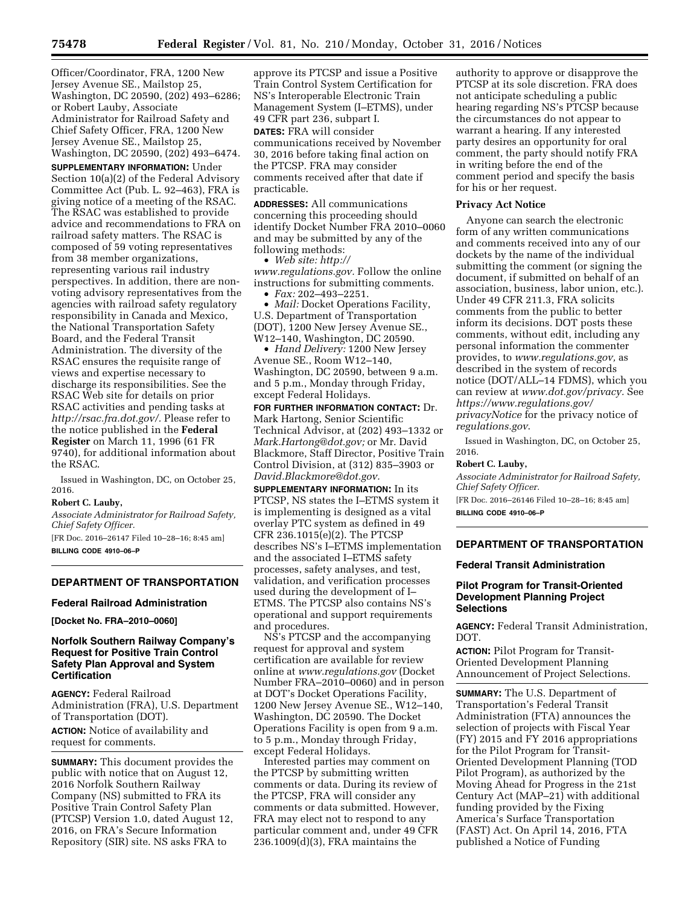Officer/Coordinator, FRA, 1200 New Jersey Avenue SE., Mailstop 25, Washington, DC 20590, (202) 493–6286; or Robert Lauby, Associate Administrator for Railroad Safety and Chief Safety Officer, FRA, 1200 New Jersey Avenue SE., Mailstop 25, Washington, DC 20590, (202) 493–6474.

**SUPPLEMENTARY INFORMATION:** Under Section 10(a)(2) of the Federal Advisory Committee Act (Pub. L. 92–463), FRA is giving notice of a meeting of the RSAC. The RSAC was established to provide advice and recommendations to FRA on railroad safety matters. The RSAC is composed of 59 voting representatives from 38 member organizations, representing various rail industry perspectives. In addition, there are non-voting advisory representatives from the agencies with railroad safety regulatory responsibility in Canada and Mexico, the National Transportation Safety Board, and the Federal Transit Administration. The diversity of the RSAC ensures the requisite range of views and expertise necessary to discharge its responsibilities. See the RSAC Web site for details on prior RSAC activities and pending tasks at *http://rsac.fra.dot.gov/.* Please refer to the notice published in the **Federal Register** on March 11, 1996 (61 FR 9740), for additional information about the RSAC.

Issued in Washington, DC, on October 25, 2016.

**Robert C. Lauby,**

*Associate Administrator for Railroad Safety, Chief Safety Officer.*

[FR Doc. 2016–26147 Filed 10–28–16; 8:45 am]

**BILLING CODE 4910–06–P**

---

## DEPARTMENT OF TRANSPORTATION

### Federal Railroad Administration

**[Docket No. FRA–2010–0060]**

### Norfolk Southern Railway Company's Request for Positive Train Control Safety Plan Approval and System Certification

**AGENCY:** Federal Railroad Administration (FRA), U.S. Department of Transportation (DOT).

**ACTION:** Notice of availability and request for comments.

**SUMMARY:** This document provides the public with notice that on August 12, 2016 Norfolk Southern Railway Company (NS) submitted to FRA its Positive Train Control Safety Plan (PTCSP) Version 1.0, dated August 12, 2016, on FRA's Secure Information Repository (SIR) site. NS asks FRA to approve its PTCSP and issue a Positive Train Control System Certification for NS's Interoperable Electronic Train Management System (I–ETMS), under 49 CFR part 236, subpart I.

**DATES:** FRA will consider communications received by November 30, 2016 before taking final action on the PTCSP. FRA may consider comments received after that date if practicable.

**ADDRESSES:** All communications concerning this proceeding should identify Docket Number FRA 2010–0060 and may be submitted by any of the following methods:

- *Web site: http://www.regulations.gov.* Follow the online instructions for submitting comments.
- *Fax:* 202–493–2251.
- *Mail:* Docket Operations Facility, U.S. Department of Transportation (DOT), 1200 New Jersey Avenue SE., W12–140, Washington, DC 20590.
- *Hand Delivery:* 1200 New Jersey Avenue SE., Room W12–140, Washington, DC 20590, between 9 a.m. and 5 p.m., Monday through Friday, except Federal Holidays.

**FOR FURTHER INFORMATION CONTACT:** Dr. Mark Hartong, Senior Scientific Technical Advisor, at (202) 493–1332 or *Mark.Hartong@dot.gov;* or Mr. David Blackmore, Staff Director, Positive Train Control Division, at (312) 835–3903 or *David.Blackmore@dot.gov.*

**SUPPLEMENTARY INFORMATION:** In its PTCSP, NS states the I–ETMS system it is implementing is designed as a vital overlay PTC system as defined in 49 CFR 236.1015(e)(2). The PTCSP describes NS's I–ETMS implementation and the associated I–ETMS safety processes, safety analyses, and test, validation, and verification processes used during the development of I–ETMS. The PTCSP also contains NS's operational and support requirements and procedures.

NS's PTCSP and the accompanying request for approval and system certification are available for review online at *www.regulations.gov* (Docket Number FRA–2010–0060) and in person at DOT's Docket Operations Facility, 1200 New Jersey Avenue SE., W12–140, Washington, DC 20590. The Docket Operations Facility is open from 9 a.m. to 5 p.m., Monday through Friday, except Federal Holidays.

Interested parties may comment on the PTCSP by submitting written comments or data. During its review of the PTCSP, FRA will consider any comments or data submitted. However, FRA may elect not to respond to any particular comment and, under 49 CFR 236.1009(d)(3), FRA maintains the authority to approve or disapprove the PTCSP at its sole discretion. FRA does not anticipate scheduling a public hearing regarding NS's PTCSP because the circumstances do not appear to warrant a hearing. If any interested party desires an opportunity for oral comment, the party should notify FRA in writing before the end of the comment period and specify the basis for his or her request.

#### Privacy Act Notice

Anyone can search the electronic form of any written communications and comments received into any of our dockets by the name of the individual submitting the comment (or signing the document, if submitted on behalf of an association, business, labor union, etc.). Under 49 CFR 211.3, FRA solicits comments from the public to better inform its decisions. DOT posts these comments, without edit, including any personal information the commenter provides, to *www.regulations.gov,* as described in the system of records notice (DOT/ALL–14 FDMS), which you can review at *www.dot.gov/privacy.* See *https://www.regulations.gov/privacyNotice* for the privacy notice of *regulations.gov.*

Issued in Washington, DC, on October 25, 2016.

**Robert C. Lauby,**

*Associate Administrator for Railroad Safety, Chief Safety Officer.*

[FR Doc. 2016–26146 Filed 10–28–16; 8:45 am]

**BILLING CODE 4910–06–P**

---

## DEPARTMENT OF TRANSPORTATION

### Federal Transit Administration

### Pilot Program for Transit-Oriented Development Planning Project Selections

**AGENCY:** Federal Transit Administration, DOT.

**ACTION:** Pilot Program for Transit-Oriented Development Planning Announcement of Project Selections.

**SUMMARY:** The U.S. Department of Transportation's Federal Transit Administration (FTA) announces the selection of projects with Fiscal Year (FY) 2015 and FY 2016 appropriations for the Pilot Program for Transit-Oriented Development Planning (TOD Pilot Program), as authorized by the Moving Ahead for Progress in the 21st Century Act (MAP–21) with additional funding provided by the Fixing America's Surface Transportation (FAST) Act. On April 14, 2016, FTA published a Notice of Funding